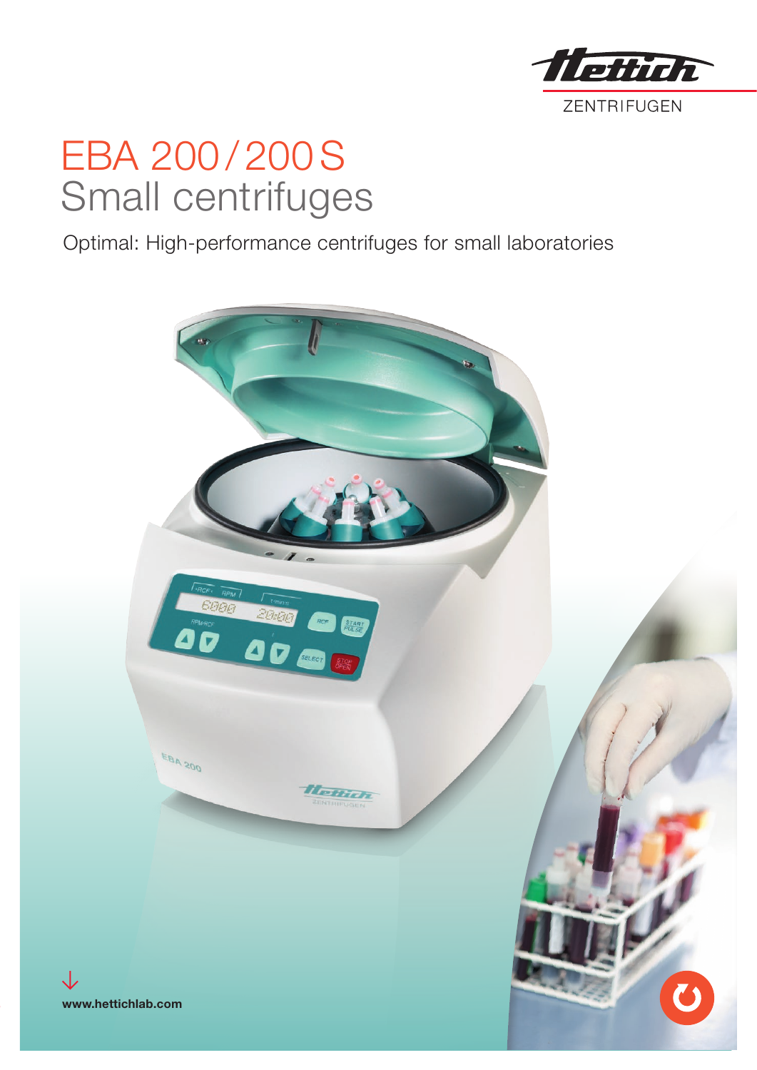Hettich ZENTRIFUGEN

# EBA 200 / 200 S
## Small centrifuges

Optimal: High-performance centrifuges for small laboratories

**www.hettichlab.com**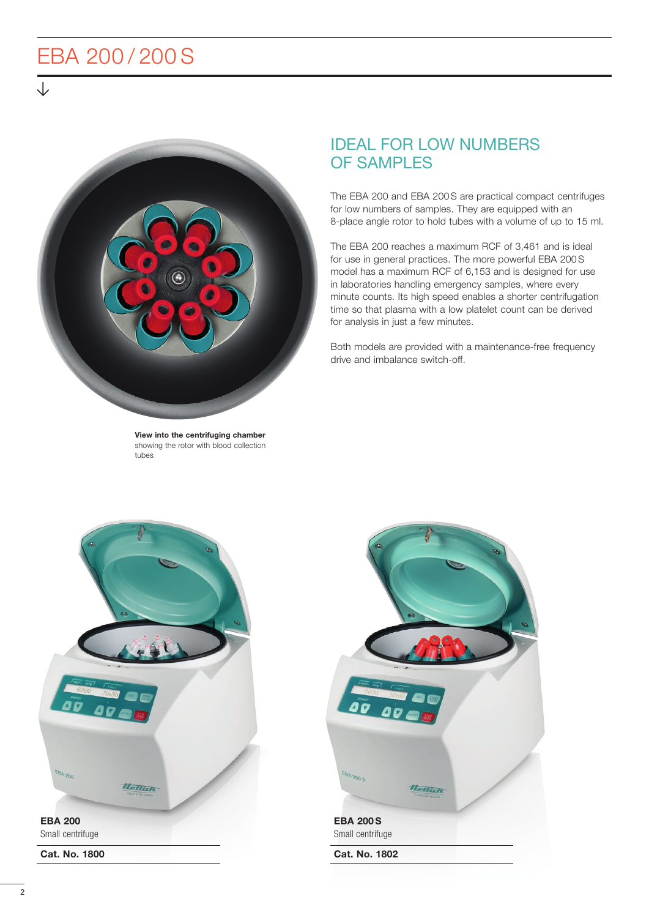# EBA 200 / 200 S

**View into the centrifuging chamber** showing the rotor with blood collection tubes

## IDEAL FOR LOW NUMBERS OF SAMPLES

The EBA 200 and EBA 200 S are practical compact centrifuges for low numbers of samples. They are equipped with an 8-place angle rotor to hold tubes with a volume of up to 15 ml.

The EBA 200 reaches a maximum RCF of 3,461 and is ideal for use in general practices. The more powerful EBA 200 S model has a maximum RCF of 6,153 and is designed for use in laboratories handling emergency samples, where every minute counts. Its high speed enables a shorter centrifugation time so that plasma with a low platelet count can be derived for analysis in just a few minutes.

Both models are provided with a maintenance-free frequency drive and imbalance switch-off.

**EBA 200**
Small centrifuge

**Cat. No. 1800**

**EBA 200 S**
Small centrifuge

**Cat. No. 1802**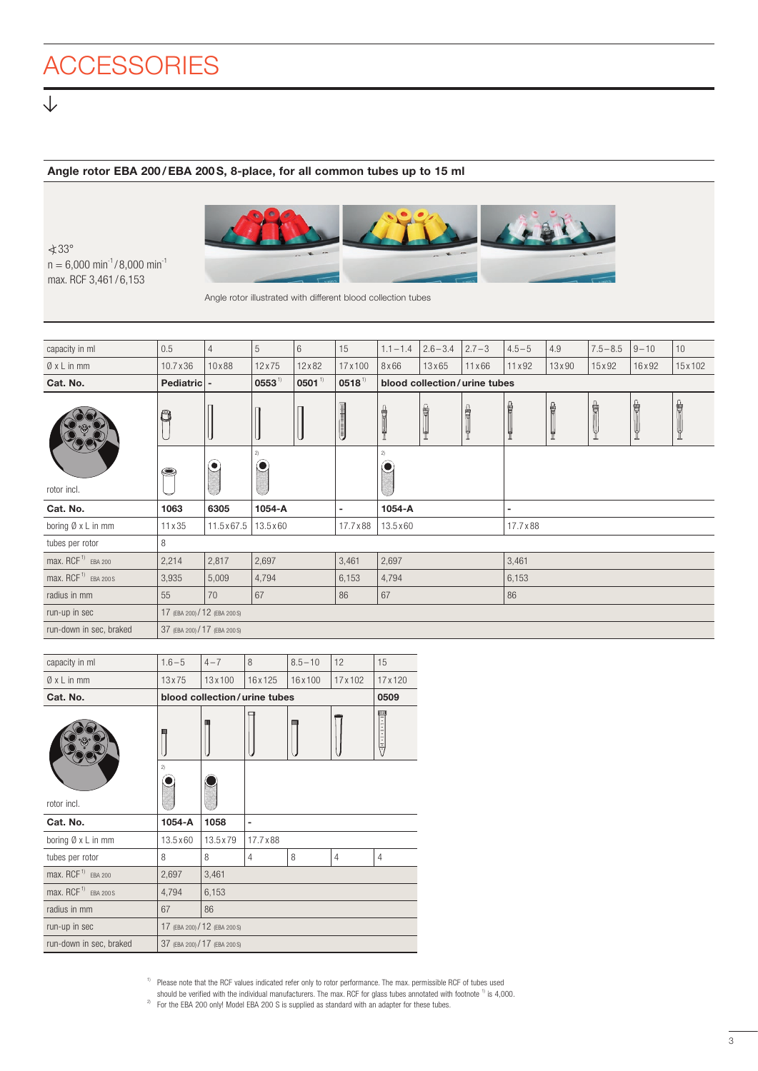# ACCESSORIES

## Angle rotor EBA 200 / EBA 200 S, 8-place, for all common tubes up to 15 ml

∡33°
n = 6,000 min$^{-1}$ / 8,000 min$^{-1}$
max. RCF 3,461 / 6,153

Angle rotor illustrated with different blood collection tubes

| capacity in ml | 0.5 | 4 | 5 | 6 | 15 | 1.1 – 1.4 | 2.6 – 3.4 | 2.7 – 3 | 4.5 – 5 | 4.9 | 7.5 – 8.5 | 9 – 10 | 10 |
|---|---|---|---|---|---|---|---|---|---|---|---|---|---|
| Ø x L in mm | 10.7 x 36 | 10 x 88 | 12 x 75 | 12 x 82 | 17 x 100 | 8 x 66 | 13 x 65 | 11 x 66 | 11 x 92 | 13 x 90 | 15 x 92 | 16 x 92 | 15 x 102 |
| **Cat. No.** | **Pediatric** | **-** | **0553** [1] | **0501** [1] | **0518** [1] | **blood collection / urine tubes** | | | | | | | |
| rotor incl. | | | [2] | | | [2] | | | | | | | |
| **Cat. No.** | **1063** | **6305** | **1054-A** | | **-** | **1054-A** | | | **-** | | | | |
| boring Ø x L in mm | 11 x 35 | 11.5 x 67.5 | 13.5 x 60 | | 17.7 x 88 | 13.5 x 60 | | | 17.7 x 88 | | | | |
| tubes per rotor | 8 | | | | | | | | | | | | |
| max. RCF [1] EBA 200 | 2,214 | 2,817 | 2,697 | | 3,461 | 2,697 | | | 3,461 | | | | |
| max. RCF [1] EBA 200 S | 3,935 | 5,009 | 4,794 | | 6,153 | 4,794 | | | 6,153 | | | | |
| radius in mm | 55 | 70 | 67 | | 86 | 67 | | | 86 | | | | |
| run-up in sec | 17 (EBA 200) / 12 (EBA 200 S) | | | | | | | | | | | | |
| run-down in sec, braked | 37 (EBA 200) / 17 (EBA 200 S) | | | | | | | | | | | | |

| capacity in ml | 1.6 – 5 | 4 – 7 | 8 | 8.5 – 10 | 12 | 15 |
|---|---|---|---|---|---|---|
| Ø x L in mm | 13 x 75 | 13 x 100 | 16 x 125 | 16 x 100 | 17 x 102 | 17 x 120 |
| **Cat. No.** | **blood collection / urine tubes** | | | | | **0509** |
| rotor incl. | [2] | | | | | |
| **Cat. No.** | **1054-A** | **1058** | **-** | | | |
| boring Ø x L in mm | 13.5 x 60 | 13.5 x 79 | 17.7 x 88 | | | |
| tubes per rotor | 8 | 8 | 4 | 8 | 4 | 4 |
| max. RCF [1] EBA 200 | 2,697 | 3,461 | | | | |
| max. RCF [1] EBA 200 S | 4,794 | 6,153 | | | | |
| radius in mm | 67 | 86 | | | | |
| run-up in sec | 17 (EBA 200) / 12 (EBA 200 S) | | | | | |
| run-down in sec, braked | 37 (EBA 200) / 17 (EBA 200 S) | | | | | |

[1] Please note that the RCF values indicated refer only to rotor performance. The max. permissible RCF of tubes used should be verified with the individual manufacturers. The max. RCF for glass tubes annotated with footnote [1] is 4,000.

[2] For the EBA 200 only! Model EBA 200 S is supplied as standard with an adapter for these tubes.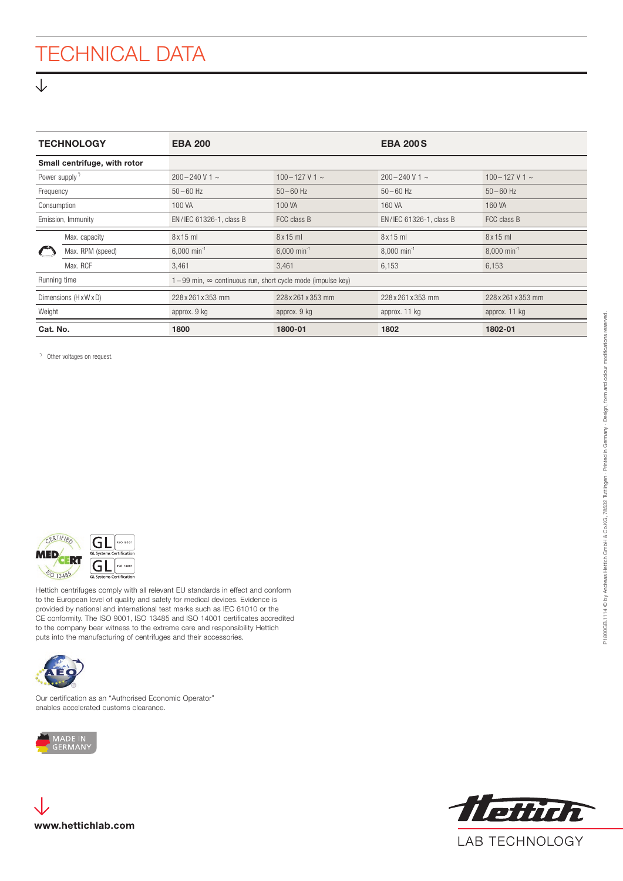# TECHNICAL DATA

| TECHNOLOGY | | EBA 200 | | EBA 200S | |
|---|---|---|---|---|---|
| **Small centrifuge, with rotor** | | | | | |
| Power supply [*] | | 200 – 240 V 1 ~ | 100 – 127 V 1 ~ | 200 – 240 V 1 ~ | 100 – 127 V 1 ~ |
| Frequency | | 50 – 60 Hz | 50 – 60 Hz | 50 – 60 Hz | 50 – 60 Hz |
| Consumption | | 100 VA | 100 VA | 160 VA | 160 VA |
| Emission, Immunity | | EN / IEC 61326-1, class B | FCC class B | EN / IEC 61326-1, class B | FCC class B |
| | Max. capacity | 8 x 15 ml | 8 x 15 ml | 8 x 15 ml | 8 x 15 ml |
| | Max. RPM (speed) | 6,000 $min^{-1}$ | 6,000 $min^{-1}$ | 8,000 $min^{-1}$ | 8,000 $min^{-1}$ |
| | Max. RCF | 3,461 | 3,461 | 6,153 | 6,153 |
| Running time | | 1 – 99 min, ∞ continuous run, short cycle mode (impulse key) | | | |
| Dimensions (H x W x D) | | 228 x 261 x 353 mm | 228 x 261 x 353 mm | 228 x 261 x 353 mm | 228 x 261 x 353 mm |
| Weight | | approx. 9 kg | approx. 9 kg | approx. 11 kg | approx. 11 kg |
| **Cat. No.** | | **1800** | **1800-01** | **1802** | **1802-01** |

[*] Other voltages on request.

Hettich centrifuges comply with all relevant EU standards in effect and conform to the European level of quality and safety for medical devices. Evidence is provided by national and international test marks such as IEC 61010 or the CE conformity. The ISO 9001, ISO 13485 and ISO 14001 certificates accredited to the company bear witness to the extreme care and responsibility Hettich puts into the manufacturing of centrifuges and their accessories.

Our certification as an "Authorised Economic Operator" enables accelerated customs clearance.

MADE IN GERMANY

**www.hettichlab.com**

P1800GB.1114 © by Andreas Hettich GmbH & Co.KG, 78532 Tuttlingen · Printed in Germany · Design, form and colour modifications reserved.

Hettich LAB TECHNOLOGY